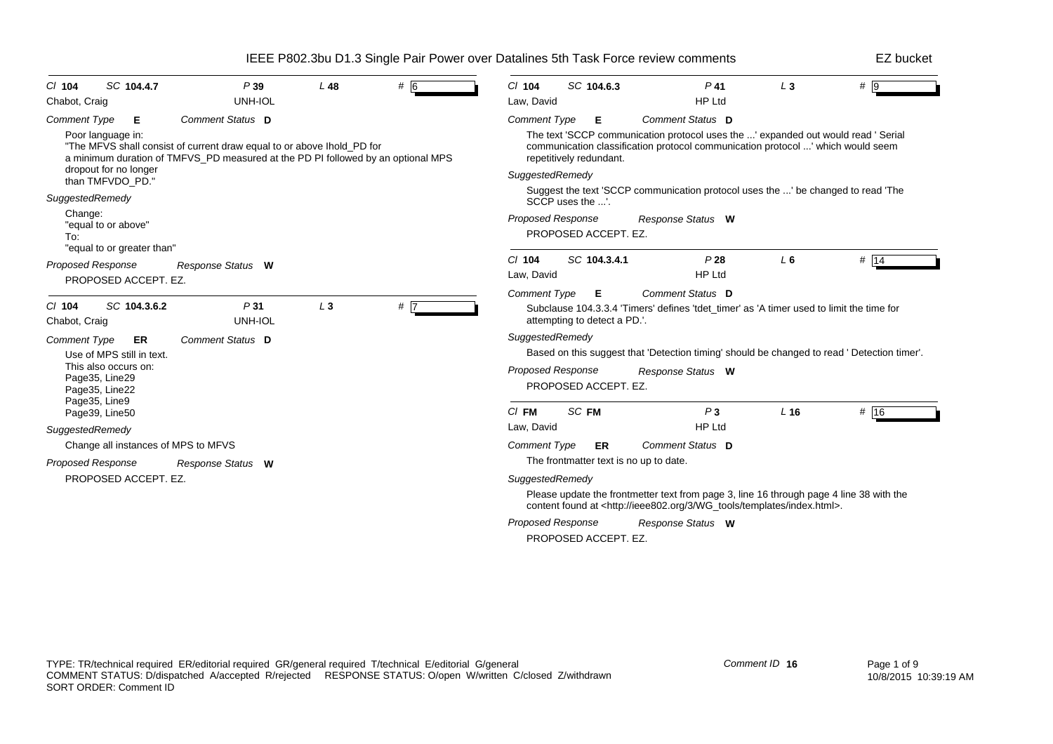# IEEE P802.3bu D1.3 Single Pair Power over Datalines 5th Task Force review comments

EZ bucket

---

**Cl** 104 **SC** 104.4.7 **P** 39 **L** 48 **#** 6

Chabot, Craig — UNH-IOL

*Comment Type* **E** *Comment Status* **D**

Poor language in:
"The MFVS shall consist of current draw equal to or above Ihold_PD for a minimum duration of TMFVS_PD measured at the PD PI followed by an optional MPS dropout for no longer than TMFVDO_PD."

*SuggestedRemedy*

Change:
"equal to or above"
To:
"equal to or greater than"

*Proposed Response* *Response Status* **W**

PROPOSED ACCEPT. EZ.

---

**Cl** 104 **SC** 104.3.6.2 **P** 31 **L** 3 **#** 7

Chabot, Craig — UNH-IOL

*Comment Type* **ER** *Comment Status* **D**

Use of MPS still in text.
This also occurs on:
Page35, Line29
Page35, Line22
Page35, Line9
Page39, Line50

*SuggestedRemedy*

Change all instances of MPS to MFVS

*Proposed Response* *Response Status* **W**

PROPOSED ACCEPT. EZ.

---

**Cl** 104 **SC** 104.6.3 **P** 41 **L** 3 **#** 9

Law, David — HP Ltd

*Comment Type* **E** *Comment Status* **D**

The text 'SCCP communication protocol uses the ...' expanded out would read ' Serial communication classification protocol communication protocol ...' which would seem repetitively redundant.

*SuggestedRemedy*

Suggest the text 'SCCP communication protocol uses the ...' be changed to read 'The SCCP uses the ...'.

*Proposed Response* *Response Status* **W**

PROPOSED ACCEPT. EZ.

---

**Cl** 104 **SC** 104.3.4.1 **P** 28 **L** 6 **#** 14

Law, David — HP Ltd

*Comment Type* **E** *Comment Status* **D**

Subclause 104.3.3.4 'Timers' defines 'tdet_timer' as 'A timer used to limit the time for attempting to detect a PD.'.

*SuggestedRemedy*

Based on this suggest that 'Detection timing' should be changed to read ' Detection timer'.

*Proposed Response* *Response Status* **W**

PROPOSED ACCEPT. EZ.

---

**Cl** FM **SC** FM **P** 3 **L** 16 **#** 16

Law, David — HP Ltd

*Comment Type* **ER** *Comment Status* **D**

The frontmatter text is no up to date.

*SuggestedRemedy*

Please update the frontmetter text from page 3, line 16 through page 4 line 38 with the content found at <http://ieee802.org/3/WG_tools/templates/index.html>.

*Proposed Response* *Response Status* **W**

PROPOSED ACCEPT. EZ.

---

TYPE: TR/technical required ER/editorial required GR/general required T/technical E/editorial G/general
COMMENT STATUS: D/dispatched A/accepted R/rejected RESPONSE STATUS: O/open W/written C/closed Z/withdrawn
SORT ORDER: Comment ID

Comment ID **16**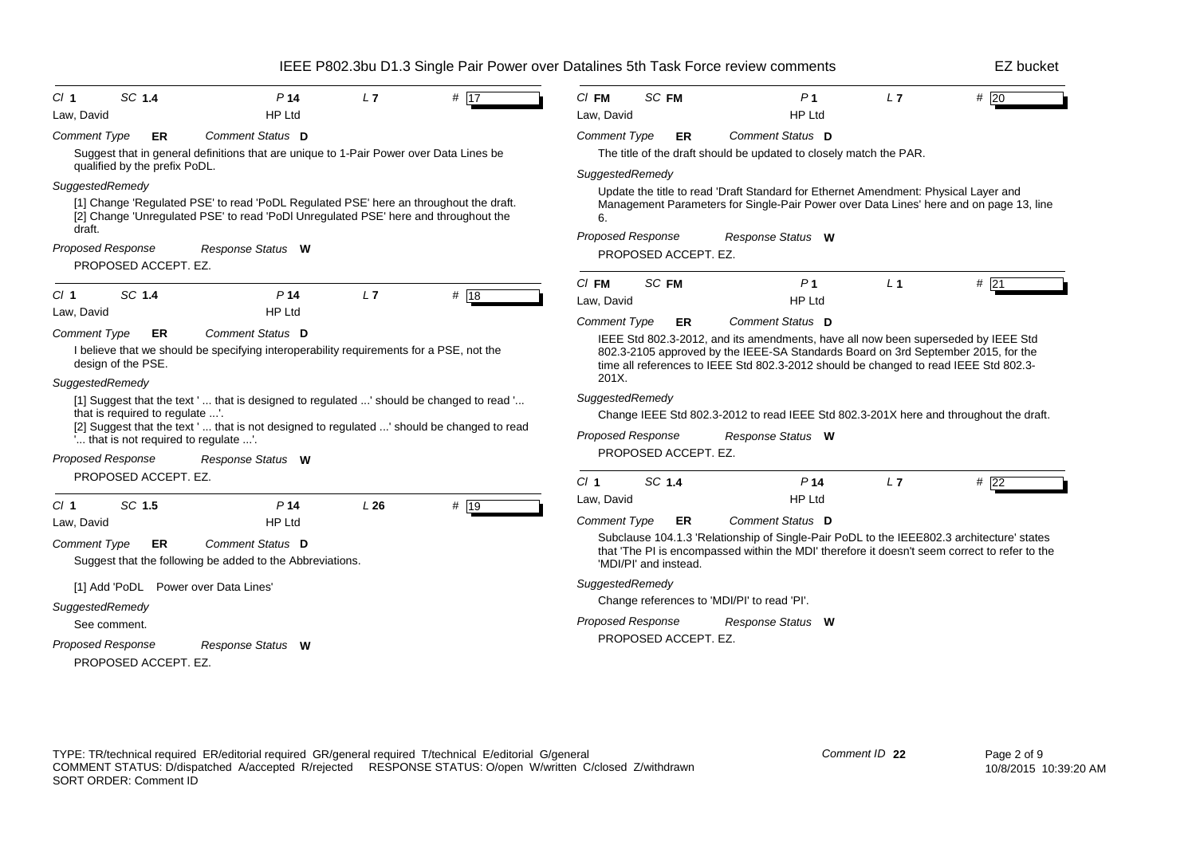**Cl** 1 **SC** 1.4 **P** 14 **L** 7 **#** 17

Law, David — HP Ltd

*Comment Type* **ER** *Comment Status* **D**

Suggest that in general definitions that are unique to 1-Pair Power over Data Lines be qualified by the prefix PoDL.

*SuggestedRemedy*

[1] Change 'Regulated PSE' to read 'PoDL Regulated PSE' here an throughout the draft.
[2] Change 'Unregulated PSE' to read 'PoDl Unregulated PSE' here and throughout the draft.

*Proposed Response* *Response Status* **W**

PROPOSED ACCEPT. EZ.

---

**Cl** 1 **SC** 1.4 **P** 14 **L** 7 **#** 18

Law, David — HP Ltd

*Comment Type* **ER** *Comment Status* **D**

I believe that we should be specifying interoperability requirements for a PSE, not the design of the PSE.

*SuggestedRemedy*

[1] Suggest that the text ' ... that is designed to regulated ...' should be changed to read '... that is required to regulate ...'.
[2] Suggest that the text ' ... that is not designed to regulated ...' should be changed to read '... that is not required to regulate ...'.

*Proposed Response* *Response Status* **W**

PROPOSED ACCEPT. EZ.

---

**Cl** 1 **SC** 1.5 **P** 14 **L** 26 **#** 19

Law, David — HP Ltd

*Comment Type* **ER** *Comment Status* **D**

Suggest that the following be added to the Abbreviations.

[1] Add 'PoDL Power over Data Lines'

*SuggestedRemedy*

See comment.

*Proposed Response* *Response Status* **W**

PROPOSED ACCEPT. EZ.

---

**Cl** FM **SC** FM **P** 1 **L** 7 **#** 20

Law, David — HP Ltd

*Comment Type* **ER** *Comment Status* **D**

The title of the draft should be updated to closely match the PAR.

*SuggestedRemedy*

Update the title to read 'Draft Standard for Ethernet Amendment: Physical Layer and Management Parameters for Single-Pair Power over Data Lines' here and on page 13, line 6.

*Proposed Response* *Response Status* **W**

PROPOSED ACCEPT. EZ.

---

**Cl** FM **SC** FM **P** 1 **L** 1 **#** 21

Law, David — HP Ltd

*Comment Type* **ER** *Comment Status* **D**

IEEE Std 802.3-2012, and its amendments, have all now been superseded by IEEE Std 802.3-2105 approved by the IEEE-SA Standards Board on 3rd September 2015, for the time all references to IEEE Std 802.3-2012 should be changed to read IEEE Std 802.3-201X.

*SuggestedRemedy*

Change IEEE Std 802.3-2012 to read IEEE Std 802.3-201X here and throughout the draft.

*Proposed Response* *Response Status* **W**

PROPOSED ACCEPT. EZ.

---

**Cl** 1 **SC** 1.4 **P** 14 **L** 7 **#** 22

Law, David — HP Ltd

*Comment Type* **ER** *Comment Status* **D**

Subclause 104.1.3 'Relationship of Single-Pair PoDL to the IEEE802.3 architecture' states that 'The PI is encompassed within the MDI' therefore it doesn't seem correct to refer to the 'MDI/PI' and instead.

*SuggestedRemedy*

Change references to 'MDI/PI' to read 'PI'.

*Proposed Response* *Response Status* **W**

PROPOSED ACCEPT. EZ.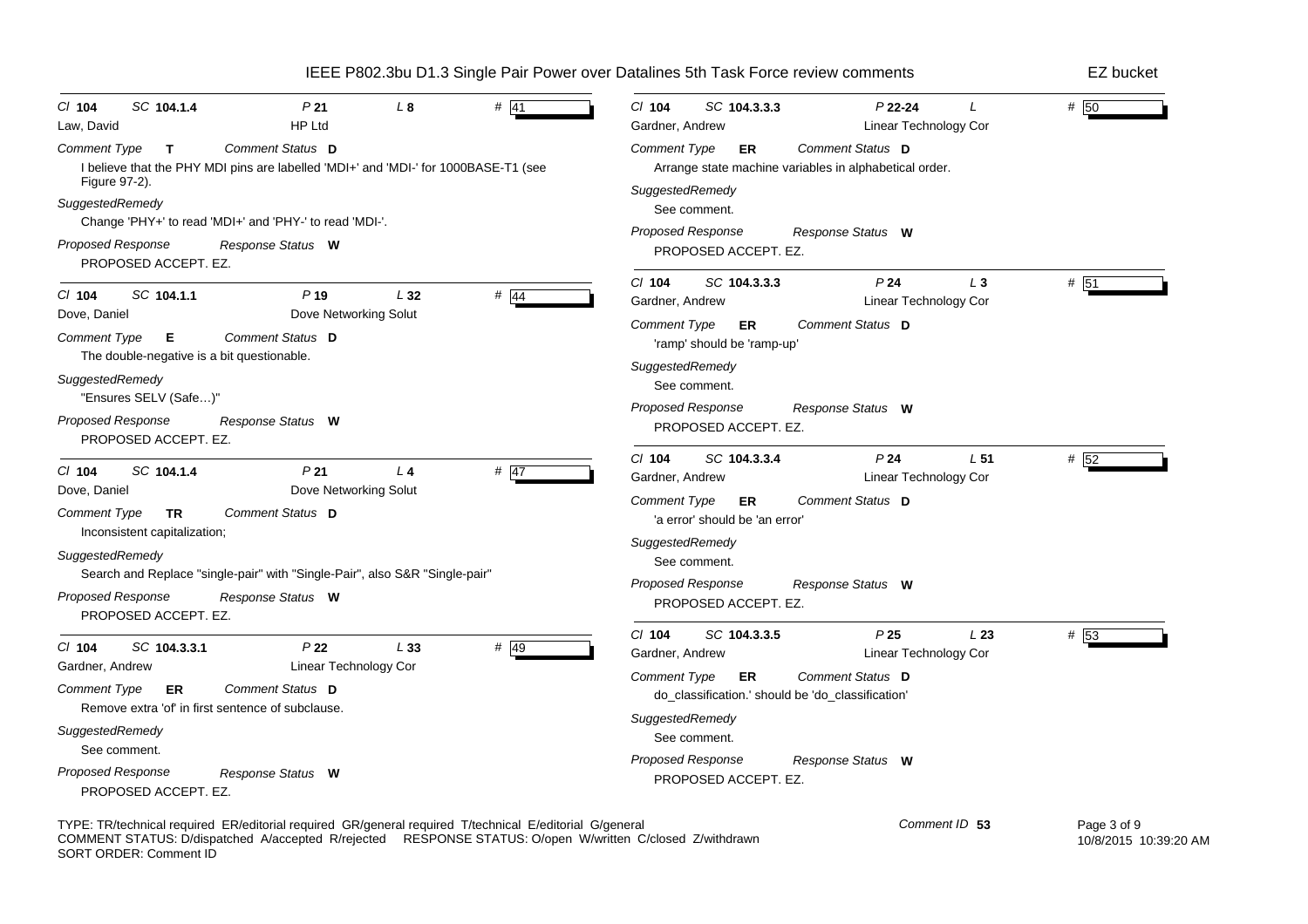# IEEE P802.3bu D1.3 Single Pair Power over Datalines 5th Task Force review comments

EZ bucket

---

*Cl* **104** *SC* **104.1.4** *P* **21** *L* **8** # **41**

Law, David — HP Ltd

*Comment Type* **T** *Comment Status* **D**

I believe that the PHY MDI pins are labelled 'MDI+' and 'MDI-' for 1000BASE-T1 (see Figure 97-2).

*SuggestedRemedy*

Change 'PHY+' to read 'MDI+' and 'PHY-' to read 'MDI-'.

*Proposed Response* *Response Status* **W**

PROPOSED ACCEPT. EZ.

---

*Cl* **104** *SC* **104.1.1** *P* **19** *L* **32** # **44**

Dove, Daniel — Dove Networking Solut

*Comment Type* **E** *Comment Status* **D**

The double-negative is a bit questionable.

*SuggestedRemedy*

"Ensures SELV (Safe…)"

*Proposed Response* *Response Status* **W**

PROPOSED ACCEPT. EZ.

---

*Cl* **104** *SC* **104.1.4** *P* **21** *L* **4** # **47**

Dove, Daniel — Dove Networking Solut

*Comment Type* **TR** *Comment Status* **D**

Inconsistent capitalization;

*SuggestedRemedy*

Search and Replace "single-pair" with "Single-Pair", also S&R "Single-pair"

*Proposed Response* *Response Status* **W**

PROPOSED ACCEPT. EZ.

---

*Cl* **104** *SC* **104.3.3.1** *P* **22** *L* **33** # **49**

Gardner, Andrew — Linear Technology Cor

*Comment Type* **ER** *Comment Status* **D**

Remove extra 'of' in first sentence of subclause.

*SuggestedRemedy*

See comment.

*Proposed Response* *Response Status* **W**

PROPOSED ACCEPT. EZ.

---

*Cl* **104** *SC* **104.3.3.3** *P* **22-24** *L* # **50**

Gardner, Andrew — Linear Technology Cor

*Comment Type* **ER** *Comment Status* **D**

Arrange state machine variables in alphabetical order.

*SuggestedRemedy*

See comment.

*Proposed Response* *Response Status* **W**

PROPOSED ACCEPT. EZ.

---

*Cl* **104** *SC* **104.3.3.3** *P* **24** *L* **3** # **51**

Gardner, Andrew — Linear Technology Cor

*Comment Type* **ER** *Comment Status* **D**

'ramp' should be 'ramp-up'

*SuggestedRemedy*

See comment.

*Proposed Response* *Response Status* **W**

PROPOSED ACCEPT. EZ.

---

*Cl* **104** *SC* **104.3.3.4** *P* **24** *L* **51** # **52**

Gardner, Andrew — Linear Technology Cor

*Comment Type* **ER** *Comment Status* **D**

'a error' should be 'an error'

*SuggestedRemedy*

See comment.

*Proposed Response* *Response Status* **W**

PROPOSED ACCEPT. EZ.

---

*Cl* **104** *SC* **104.3.3.5** *P* **25** *L* **23** # **53**

Gardner, Andrew — Linear Technology Cor

*Comment Type* **ER** *Comment Status* **D**

do_classification.' should be 'do_classification'

*SuggestedRemedy*

See comment.

*Proposed Response* *Response Status* **W**

PROPOSED ACCEPT. EZ.

---

TYPE: TR/technical required ER/editorial required GR/general required T/technical E/editorial G/general
COMMENT STATUS: D/dispatched A/accepted R/rejected RESPONSE STATUS: O/open W/written C/closed Z/withdrawn
SORT ORDER: Comment ID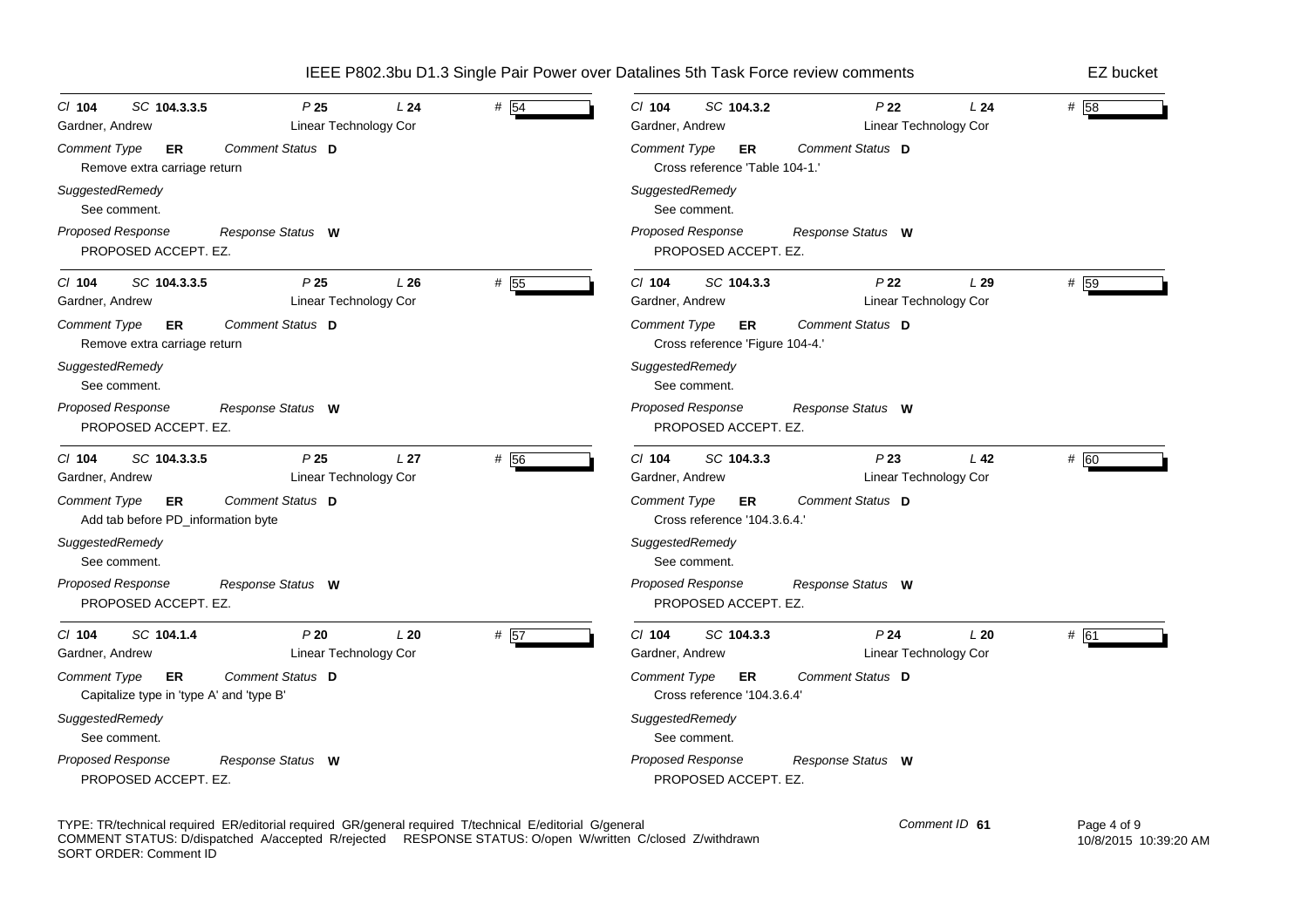IEEE P802.3bu D1.3 Single Pair Power over Datalines 5th Task Force review comments — EZ bucket

---

Cl **104** SC **104.3.3.5** P **25** L **24** # 54
Gardner, Andrew — Linear Technology Cor

*Comment Type* **ER** *Comment Status* **D**
Remove extra carriage return

*SuggestedRemedy*
See comment.

*Proposed Response* *Response Status* **W**
PROPOSED ACCEPT. EZ.

---

Cl **104** SC **104.3.3.5** P **25** L **26** # 55
Gardner, Andrew — Linear Technology Cor

*Comment Type* **ER** *Comment Status* **D**
Remove extra carriage return

*SuggestedRemedy*
See comment.

*Proposed Response* *Response Status* **W**
PROPOSED ACCEPT. EZ.

---

Cl **104** SC **104.3.3.5** P **25** L **27** # 56
Gardner, Andrew — Linear Technology Cor

*Comment Type* **ER** *Comment Status* **D**
Add tab before PD_information byte

*SuggestedRemedy*
See comment.

*Proposed Response* *Response Status* **W**
PROPOSED ACCEPT. EZ.

---

Cl **104** SC **104.1.4** P **20** L **20** # 57
Gardner, Andrew — Linear Technology Cor

*Comment Type* **ER** *Comment Status* **D**
Capitalize type in 'type A' and 'type B'

*SuggestedRemedy*
See comment.

*Proposed Response* *Response Status* **W**
PROPOSED ACCEPT. EZ.

---

Cl **104** SC **104.3.2** P **22** L **24** # 58
Gardner, Andrew — Linear Technology Cor

*Comment Type* **ER** *Comment Status* **D**
Cross reference 'Table 104-1.'

*SuggestedRemedy*
See comment.

*Proposed Response* *Response Status* **W**
PROPOSED ACCEPT. EZ.

---

Cl **104** SC **104.3.3** P **22** L **29** # 59
Gardner, Andrew — Linear Technology Cor

*Comment Type* **ER** *Comment Status* **D**
Cross reference 'Figure 104-4.'

*SuggestedRemedy*
See comment.

*Proposed Response* *Response Status* **W**
PROPOSED ACCEPT. EZ.

---

Cl **104** SC **104.3.3** P **23** L **42** # 60
Gardner, Andrew — Linear Technology Cor

*Comment Type* **ER** *Comment Status* **D**
Cross reference '104.3.6.4.'

*SuggestedRemedy*
See comment.

*Proposed Response* *Response Status* **W**
PROPOSED ACCEPT. EZ.

---

Cl **104** SC **104.3.3** P **24** L **20** # 61
Gardner, Andrew — Linear Technology Cor

*Comment Type* **ER** *Comment Status* **D**
Cross reference '104.3.6.4'

*SuggestedRemedy*
See comment.

*Proposed Response* *Response Status* **W**
PROPOSED ACCEPT. EZ.

---

TYPE: TR/technical required ER/editorial required GR/general required T/technical E/editorial G/general
COMMENT STATUS: D/dispatched A/accepted R/rejected RESPONSE STATUS: O/open W/written C/closed Z/withdrawn
SORT ORDER: Comment ID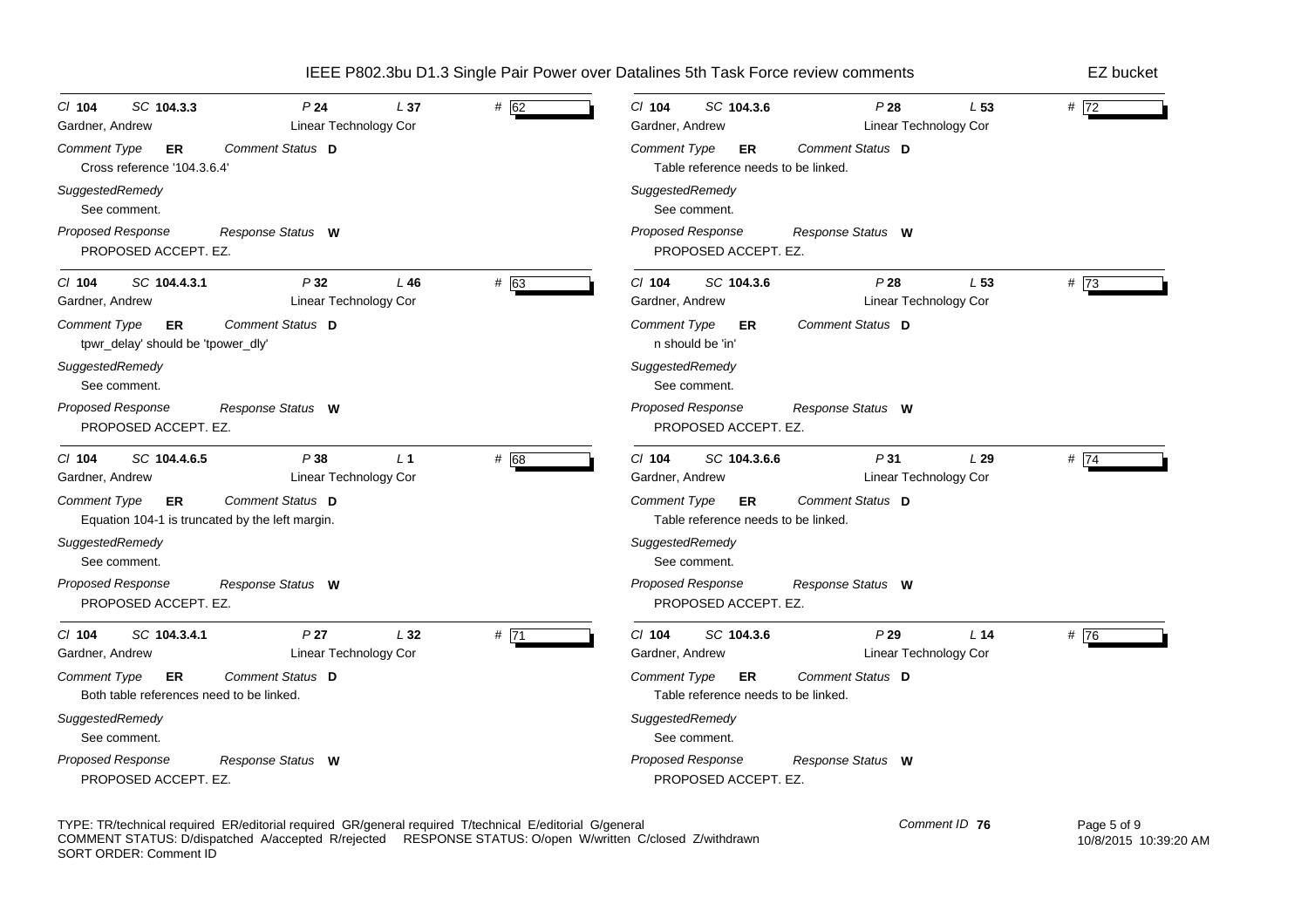| Cl | SC | P | L | # |
|---|---|---|---|---|
| 104 | 104.3.3 | 24 | 37 | 62 |

Gardner, Andrew — Linear Technology Cor

*Comment Type* **ER** *Comment Status* **D**

Cross reference '104.3.6.4'

*SuggestedRemedy*

See comment.

*Proposed Response* *Response Status* **W**

PROPOSED ACCEPT. EZ.

---

| Cl | SC | P | L | # |
|---|---|---|---|---|
| 104 | 104.4.3.1 | 32 | 46 | 63 |

Gardner, Andrew — Linear Technology Cor

*Comment Type* **ER** *Comment Status* **D**

tpwr_delay' should be 'tpower_dly'

*SuggestedRemedy*

See comment.

*Proposed Response* *Response Status* **W**

PROPOSED ACCEPT. EZ.

---

| Cl | SC | P | L | # |
|---|---|---|---|---|
| 104 | 104.4.6.5 | 38 | 1 | 68 |

Gardner, Andrew — Linear Technology Cor

*Comment Type* **ER** *Comment Status* **D**

Equation 104-1 is truncated by the left margin.

*SuggestedRemedy*

See comment.

*Proposed Response* *Response Status* **W**

PROPOSED ACCEPT. EZ.

---

| Cl | SC | P | L | # |
|---|---|---|---|---|
| 104 | 104.3.4.1 | 27 | 32 | 71 |

Gardner, Andrew — Linear Technology Cor

*Comment Type* **ER** *Comment Status* **D**

Both table references need to be linked.

*SuggestedRemedy*

See comment.

*Proposed Response* *Response Status* **W**

PROPOSED ACCEPT. EZ.

---

| Cl | SC | P | L | # |
|---|---|---|---|---|
| 104 | 104.3.6 | 28 | 53 | 72 |

Gardner, Andrew — Linear Technology Cor

*Comment Type* **ER** *Comment Status* **D**

Table reference needs to be linked.

*SuggestedRemedy*

See comment.

*Proposed Response* *Response Status* **W**

PROPOSED ACCEPT. EZ.

---

| Cl | SC | P | L | # |
|---|---|---|---|---|
| 104 | 104.3.6 | 28 | 53 | 73 |

Gardner, Andrew — Linear Technology Cor

*Comment Type* **ER** *Comment Status* **D**

n should be 'in'

*SuggestedRemedy*

See comment.

*Proposed Response* *Response Status* **W**

PROPOSED ACCEPT. EZ.

---

| Cl | SC | P | L | # |
|---|---|---|---|---|
| 104 | 104.3.6.6 | 31 | 29 | 74 |

Gardner, Andrew — Linear Technology Cor

*Comment Type* **ER** *Comment Status* **D**

Table reference needs to be linked.

*SuggestedRemedy*

See comment.

*Proposed Response* *Response Status* **W**

PROPOSED ACCEPT. EZ.

---

| Cl | SC | P | L | # |
|---|---|---|---|---|
| 104 | 104.3.6 | 29 | 14 | 76 |

Gardner, Andrew — Linear Technology Cor

*Comment Type* **ER** *Comment Status* **D**

Table reference needs to be linked.

*SuggestedRemedy*

See comment.

*Proposed Response* *Response Status* **W**

PROPOSED ACCEPT. EZ.

---

TYPE: TR/technical required ER/editorial required GR/general required T/technical E/editorial G/general
COMMENT STATUS: D/dispatched A/accepted R/rejected RESPONSE STATUS: O/open W/written C/closed Z/withdrawn
SORT ORDER: Comment ID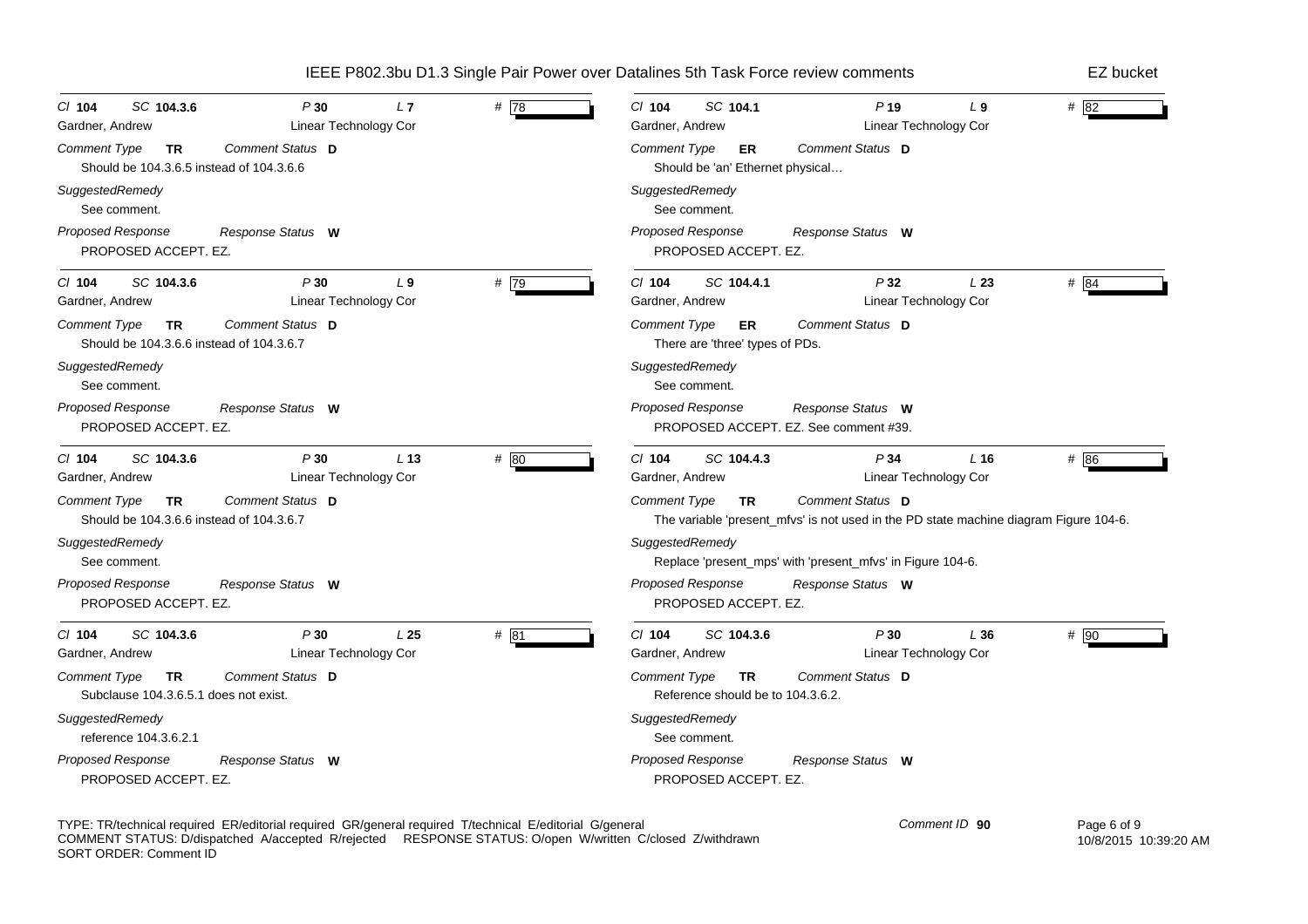| Cl | SC | P | L | # | Commenter | Affiliation | Comment Type | Comment Status | Comment | SuggestedRemedy | Proposed Response | Response Status |
|---|---|---|---|---|---|---|---|---|---|---|---|---|
| 104 | 104.3.6 | 30 | 7 | 78 | Gardner, Andrew | Linear Technology Cor | TR | D | Should be 104.3.6.5 instead of 104.3.6.6 | See comment. | PROPOSED ACCEPT. EZ. | W |
| 104 | 104.3.6 | 30 | 9 | 79 | Gardner, Andrew | Linear Technology Cor | TR | D | Should be 104.3.6.6 instead of 104.3.6.7 | See comment. | PROPOSED ACCEPT. EZ. | W |
| 104 | 104.3.6 | 30 | 13 | 80 | Gardner, Andrew | Linear Technology Cor | TR | D | Should be 104.3.6.6 instead of 104.3.6.7 | See comment. | PROPOSED ACCEPT. EZ. | W |
| 104 | 104.3.6 | 30 | 25 | 81 | Gardner, Andrew | Linear Technology Cor | TR | D | Subclause 104.3.6.5.1 does not exist. | reference 104.3.6.2.1 | PROPOSED ACCEPT. EZ. | W |
| 104 | 104.1 | 19 | 9 | 82 | Gardner, Andrew | Linear Technology Cor | ER | D | Should be 'an' Ethernet physical… | See comment. | PROPOSED ACCEPT. EZ. | W |
| 104 | 104.4.1 | 32 | 23 | 84 | Gardner, Andrew | Linear Technology Cor | ER | D | There are 'three' types of PDs. | See comment. | PROPOSED ACCEPT. EZ. See comment #39. | W |
| 104 | 104.4.3 | 34 | 16 | 86 | Gardner, Andrew | Linear Technology Cor | TR | D | The variable 'present_mfvs' is not used in the PD state machine diagram Figure 104-6. | Replace 'present_mps' with 'present_mfvs' in Figure 104-6. | PROPOSED ACCEPT. EZ. | W |
| 104 | 104.3.6 | 30 | 36 | 90 | Gardner, Andrew | Linear Technology Cor | TR | D | Reference should be to 104.3.6.2. | See comment. | PROPOSED ACCEPT. EZ. | W |

TYPE: TR/technical required ER/editorial required GR/general required T/technical E/editorial G/general
COMMENT STATUS: D/dispatched A/accepted R/rejected RESPONSE STATUS: O/open W/written C/closed Z/withdrawn
SORT ORDER: Comment ID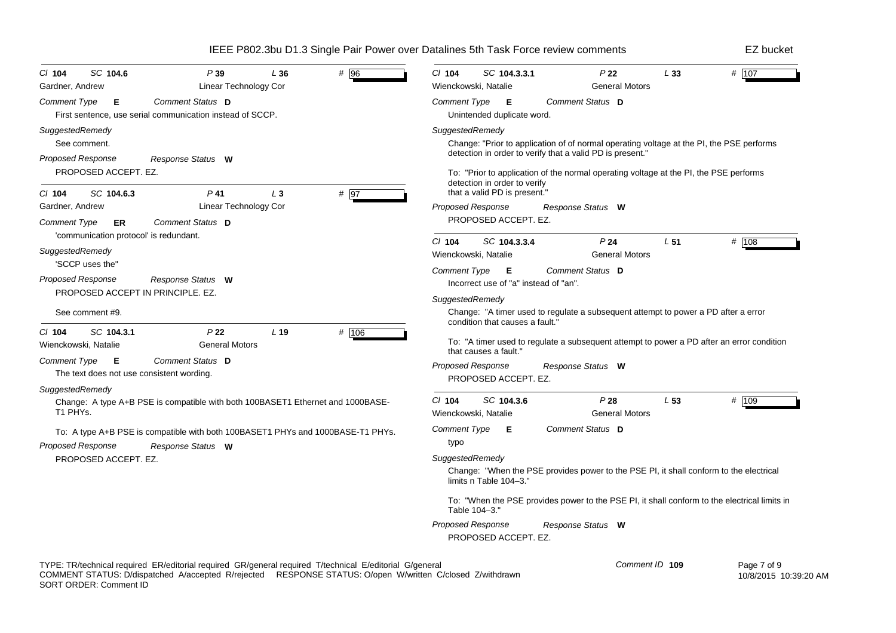Cl 104 SC 104.6 P 39 L 36 # 96

Gardner, Andrew — Linear Technology Cor

Comment Type **E** Comment Status **D**

First sentence, use serial communication instead of SCCP.

*SuggestedRemedy*

See comment.

*Proposed Response* Response Status **W**

PROPOSED ACCEPT. EZ.

---

Cl 104 SC 104.6.3 P 41 L 3 # 97

Gardner, Andrew — Linear Technology Cor

Comment Type **ER** Comment Status **D**

'communication protocol' is redundant.

*SuggestedRemedy*

'SCCP uses the"

*Proposed Response* Response Status **W**

PROPOSED ACCEPT IN PRINCIPLE. EZ.

See comment #9.

---

Cl 104 SC 104.3.1 P 22 L 19 # 106

Wienckowski, Natalie — General Motors

Comment Type **E** Comment Status **D**

The text does not use consistent wording.

*SuggestedRemedy*

Change: A type A+B PSE is compatible with both 100BASET1 Ethernet and 1000BASE-T1 PHYs.

To: A type A+B PSE is compatible with both 100BASET1 PHYs and 1000BASE-T1 PHYs.

*Proposed Response* Response Status **W**

PROPOSED ACCEPT. EZ.

---

Cl 104 SC 104.3.3.1 P 22 L 33 # 107

Wienckowski, Natalie — General Motors

Comment Type **E** Comment Status **D**

Unintended duplicate word.

*SuggestedRemedy*

Change: "Prior to application of of normal operating voltage at the PI, the PSE performs detection in order to verify that a valid PD is present."

To: "Prior to application of the normal operating voltage at the PI, the PSE performs detection in order to verify that a valid PD is present."

*Proposed Response* Response Status **W**

PROPOSED ACCEPT. EZ.

---

Cl 104 SC 104.3.3.4 P 24 L 51 # 108

Wienckowski, Natalie — General Motors

Comment Type **E** Comment Status **D**

Incorrect use of "a" instead of "an".

*SuggestedRemedy*

Change: "A timer used to regulate a subsequent attempt to power a PD after a error condition that causes a fault."

To: "A timer used to regulate a subsequent attempt to power a PD after an error condition that causes a fault."

*Proposed Response* Response Status **W**

PROPOSED ACCEPT. EZ.

---

Cl 104 SC 104.3.6 P 28 L 53 # 109

Wienckowski, Natalie — General Motors

Comment Type **E** Comment Status **D**

typo

*SuggestedRemedy*

Change: "When the PSE provides power to the PSE PI, it shall conform to the electrical limits n Table 104–3."

To: "When the PSE provides power to the PSE PI, it shall conform to the electrical limits in Table 104–3."

*Proposed Response* Response Status **W**

PROPOSED ACCEPT. EZ.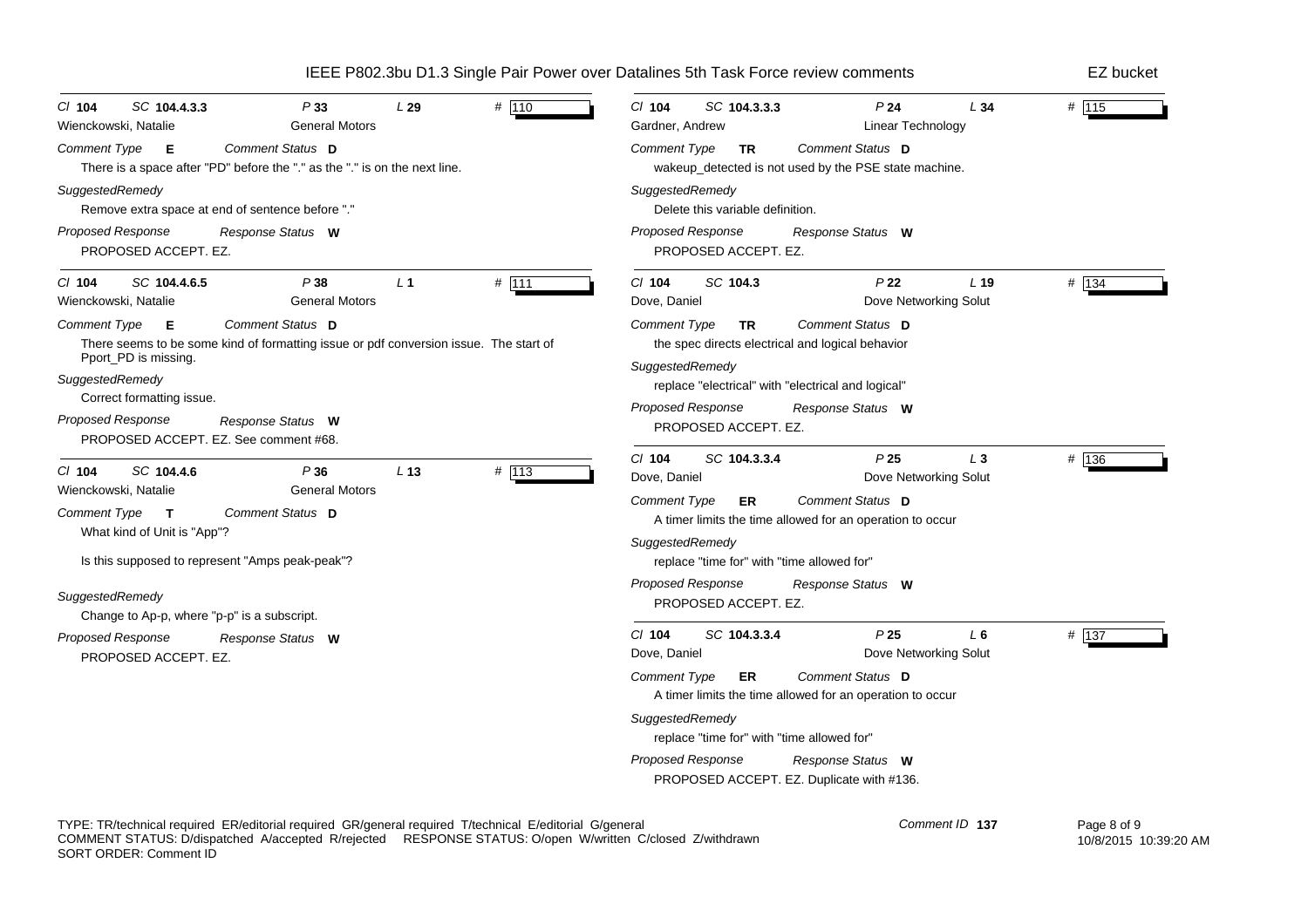**Cl 104 SC 104.4.3.3 P 33 L 29 # 110**
Wienckowski, Natalie — General Motors

*Comment Type* **E** *Comment Status* **D**
There is a space after "PD" before the "." as the "." is on the next line.

*SuggestedRemedy*
Remove extra space at end of sentence before "."

*Proposed Response* *Response Status* **W**
PROPOSED ACCEPT. EZ.

---

**Cl 104 SC 104.4.6.5 P 38 L 1 # 111**
Wienckowski, Natalie — General Motors

*Comment Type* **E** *Comment Status* **D**
There seems to be some kind of formatting issue or pdf conversion issue. The start of Pport_PD is missing.

*SuggestedRemedy*
Correct formatting issue.

*Proposed Response* *Response Status* **W**
PROPOSED ACCEPT. EZ. See comment #68.

---

**Cl 104 SC 104.4.6 P 36 L 13 # 113**
Wienckowski, Natalie — General Motors

*Comment Type* **T** *Comment Status* **D**
What kind of Unit is "App"?

Is this supposed to represent "Amps peak-peak"?

*SuggestedRemedy*
Change to Ap-p, where "p-p" is a subscript.

*Proposed Response* *Response Status* **W**
PROPOSED ACCEPT. EZ.

---

**Cl 104 SC 104.3.3.3 P 24 L 34 # 115**
Gardner, Andrew — Linear Technology

*Comment Type* **TR** *Comment Status* **D**
wakeup_detected is not used by the PSE state machine.

*SuggestedRemedy*
Delete this variable definition.

*Proposed Response* *Response Status* **W**
PROPOSED ACCEPT. EZ.

---

**Cl 104 SC 104.3 P 22 L 19 # 134**
Dove, Daniel — Dove Networking Solut

*Comment Type* **TR** *Comment Status* **D**
the spec directs electrical and logical behavior

*SuggestedRemedy*
replace "electrical" with "electrical and logical"

*Proposed Response* *Response Status* **W**
PROPOSED ACCEPT. EZ.

---

**Cl 104 SC 104.3.3.4 P 25 L 3 # 136**
Dove, Daniel — Dove Networking Solut

*Comment Type* **ER** *Comment Status* **D**
A timer limits the time allowed for an operation to occur

*SuggestedRemedy*
replace "time for" with "time allowed for"

*Proposed Response* *Response Status* **W**
PROPOSED ACCEPT. EZ.

---

**Cl 104 SC 104.3.3.4 P 25 L 6 # 137**
Dove, Daniel — Dove Networking Solut

*Comment Type* **ER** *Comment Status* **D**
A timer limits the time allowed for an operation to occur

*SuggestedRemedy*
replace "time for" with "time allowed for"

*Proposed Response* *Response Status* **W**
PROPOSED ACCEPT. EZ. Duplicate with #136.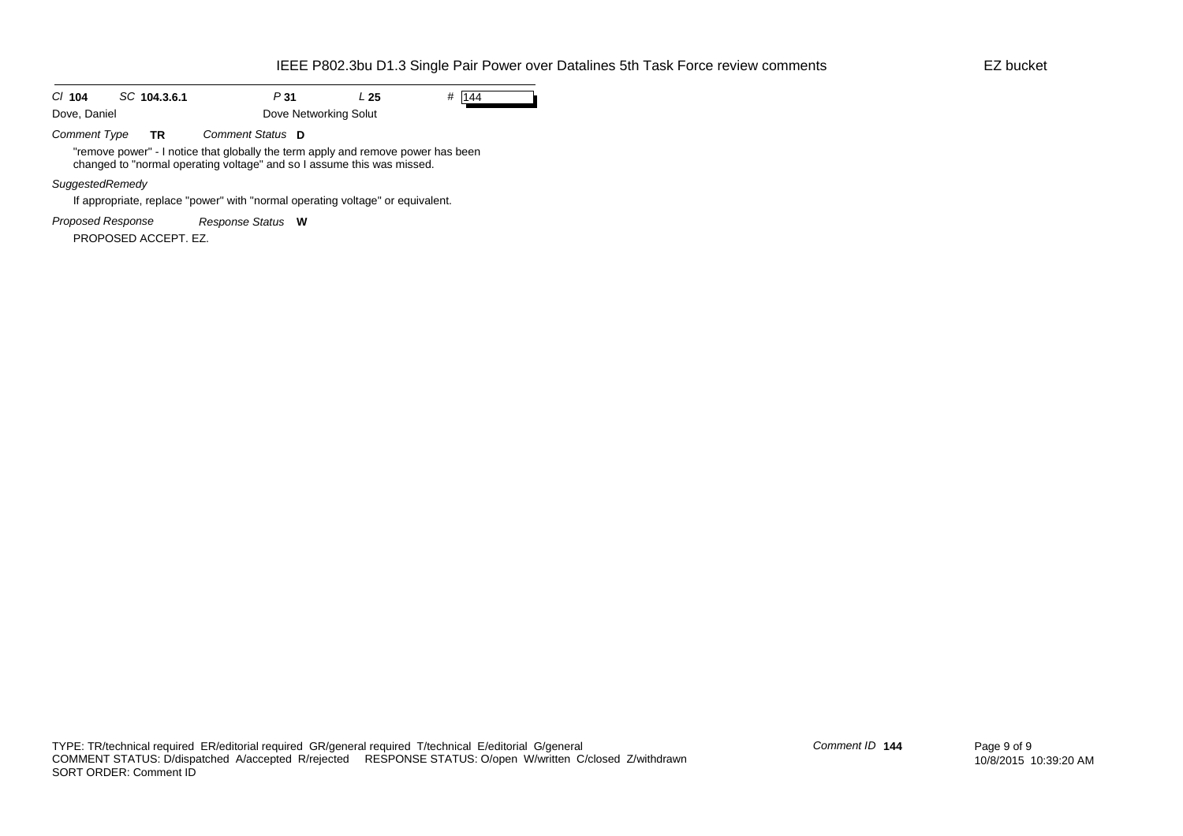*Cl* **104** *SC* **104.3.6.1** *P* **31** *L* **25** # 144

Dove, Daniel Dove Networking Solut

*Comment Type* **TR** *Comment Status* **D**

"remove power" - I notice that globally the term apply and remove power has been changed to "normal operating voltage" and so I assume this was missed.

*SuggestedRemedy*

If appropriate, replace "power" with "normal operating voltage" or equivalent.

*Proposed Response* *Response Status* **W**

PROPOSED ACCEPT. EZ.

TYPE: TR/technical required ER/editorial required GR/general required T/technical E/editorial G/general
COMMENT STATUS: D/dispatched A/accepted R/rejected RESPONSE STATUS: O/open W/written C/closed Z/withdrawn
SORT ORDER: Comment ID